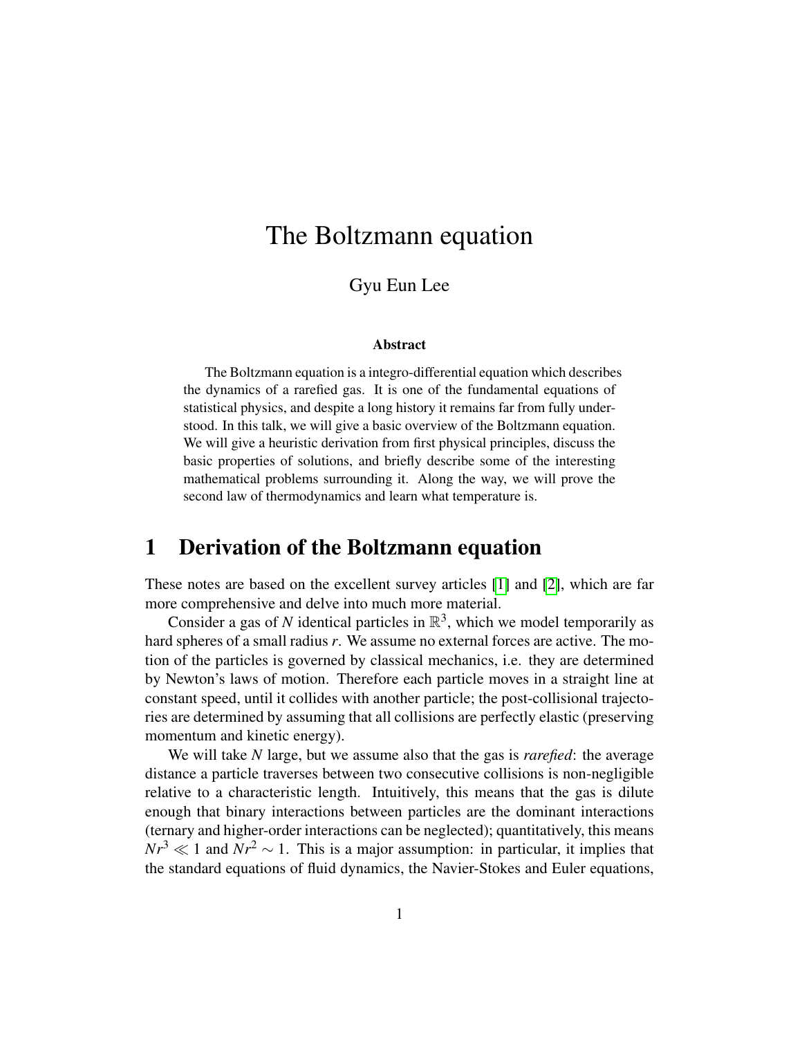# The Boltzmann equation

Gyu Eun Lee

### Abstract

The Boltzmann equation is a integro-differential equation which describes the dynamics of a rarefied gas. It is one of the fundamental equations of statistical physics, and despite a long history it remains far from fully understood. In this talk, we will give a basic overview of the Boltzmann equation. We will give a heuristic derivation from first physical principles, discuss the basic properties of solutions, and briefly describe some of the interesting mathematical problems surrounding it. Along the way, we will prove the second law of thermodynamics and learn what temperature is.

## 1 Derivation of the Boltzmann equation

These notes are based on the excellent survey articles [1] and [2], which are far more comprehensive and delve into much more material.

Consider a gas of $N$ identical particles in $\mathbb{R}^3$, which we model temporarily as hard spheres of a small radius $r$. We assume no external forces are active. The motion of the particles is governed by classical mechanics, i.e. they are determined by Newton's laws of motion. Therefore each particle moves in a straight line at constant speed, until it collides with another particle; the post-collisional trajectories are determined by assuming that all collisions are perfectly elastic (preserving momentum and kinetic energy).

We will take $N$ large, but we assume also that the gas is *rarefied*: the average distance a particle traverses between two consecutive collisions is non-negligible relative to a characteristic length. Intuitively, this means that the gas is dilute enough that binary interactions between particles are the dominant interactions (ternary and higher-order interactions can be neglected); quantitatively, this means $Nr^3 \ll 1$ and $Nr^2 \sim 1$. This is a major assumption: in particular, it implies that the standard equations of fluid dynamics, the Navier-Stokes and Euler equations,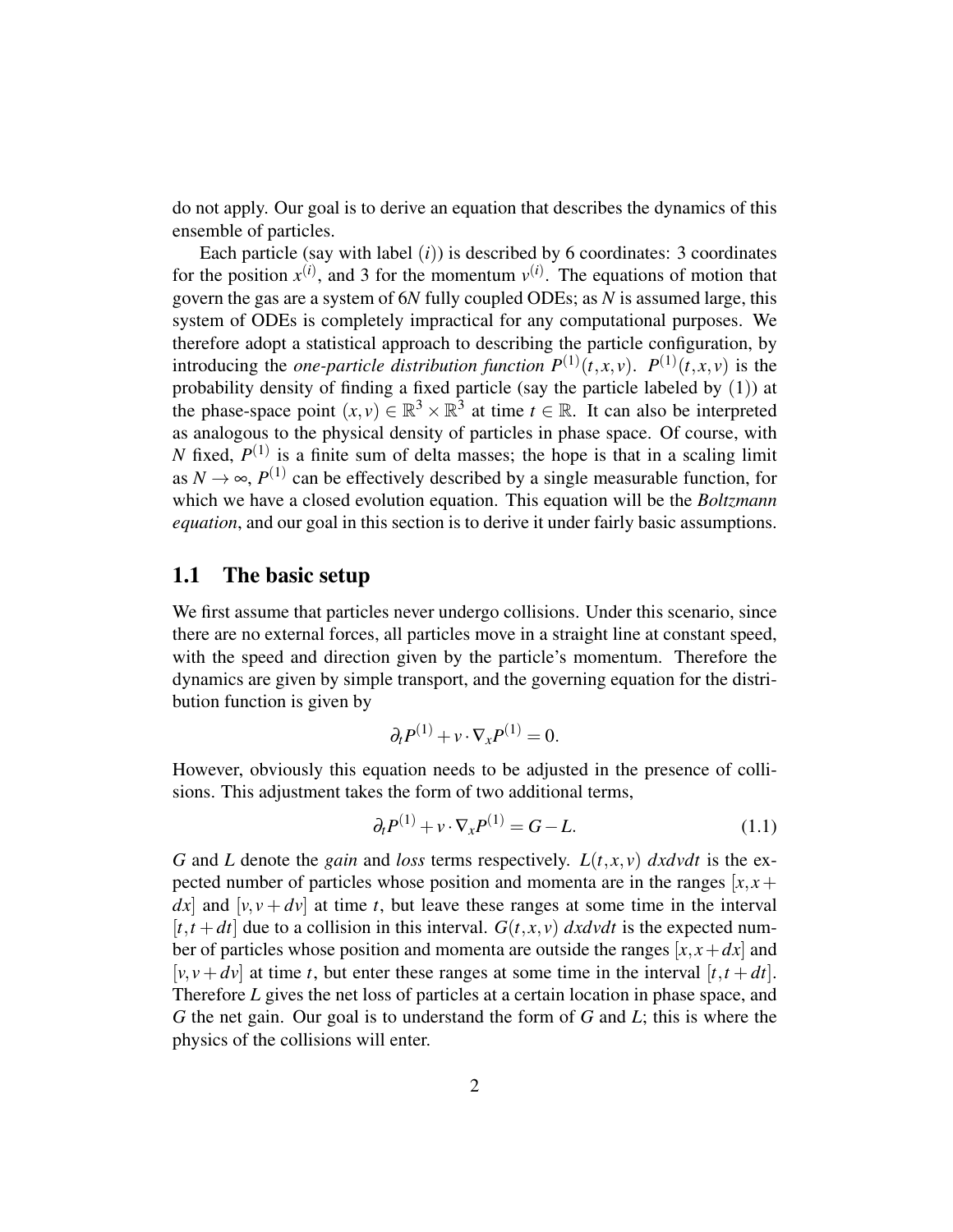do not apply. Our goal is to derive an equation that describes the dynamics of this ensemble of particles.

Each particle (say with label $(i)$) is described by 6 coordinates: 3 coordinates for the position $x^{(i)}$, and 3 for the momentum $v^{(i)}$. The equations of motion that govern the gas are a system of $6N$ fully coupled ODEs; as $N$ is assumed large, this system of ODEs is completely impractical for any computational purposes. We therefore adopt a statistical approach to describing the particle configuration, by introducing the *one-particle distribution function* $P^{(1)}(t,x,v)$. $P^{(1)}(t,x,v)$ is the probability density of finding a fixed particle (say the particle labeled by (1)) at the phase-space point $(x,v) \in \mathbb{R}^3 \times \mathbb{R}^3$ at time $t \in \mathbb{R}$. It can also be interpreted as analogous to the physical density of particles in phase space. Of course, with $N$ fixed, $P^{(1)}$ is a finite sum of delta masses; the hope is that in a scaling limit as $N \to \infty$, $P^{(1)}$ can be effectively described by a single measurable function, for which we have a closed evolution equation. This equation will be the *Boltzmann equation*, and our goal in this section is to derive it under fairly basic assumptions.

## 1.1 The basic setup

We first assume that particles never undergo collisions. Under this scenario, since there are no external forces, all particles move in a straight line at constant speed, with the speed and direction given by the particle's momentum. Therefore the dynamics are given by simple transport, and the governing equation for the distribution function is given by

$$\partial_t P^{(1)} + v \cdot \nabla_x P^{(1)} = 0.$$

However, obviously this equation needs to be adjusted in the presence of collisions. This adjustment takes the form of two additional terms,

$$\partial_t P^{(1)} + v \cdot \nabla_x P^{(1)} = G - L. \tag{1.1}$$

$G$ and $L$ denote the *gain* and *loss* terms respectively. $L(t,x,v)\ dxdvdt$ is the expected number of particles whose position and momenta are in the ranges $[x, x+dx]$ and $[v, v+dv]$ at time $t$, but leave these ranges at some time in the interval $[t, t+dt]$ due to a collision in this interval. $G(t,x,v)\ dxdvdt$ is the expected number of particles whose position and momenta are outside the ranges $[x, x+dx]$ and $[v, v+dv]$ at time $t$, but enter these ranges at some time in the interval $[t, t+dt]$. Therefore $L$ gives the net loss of particles at a certain location in phase space, and $G$ the net gain. Our goal is to understand the form of $G$ and $L$; this is where the physics of the collisions will enter.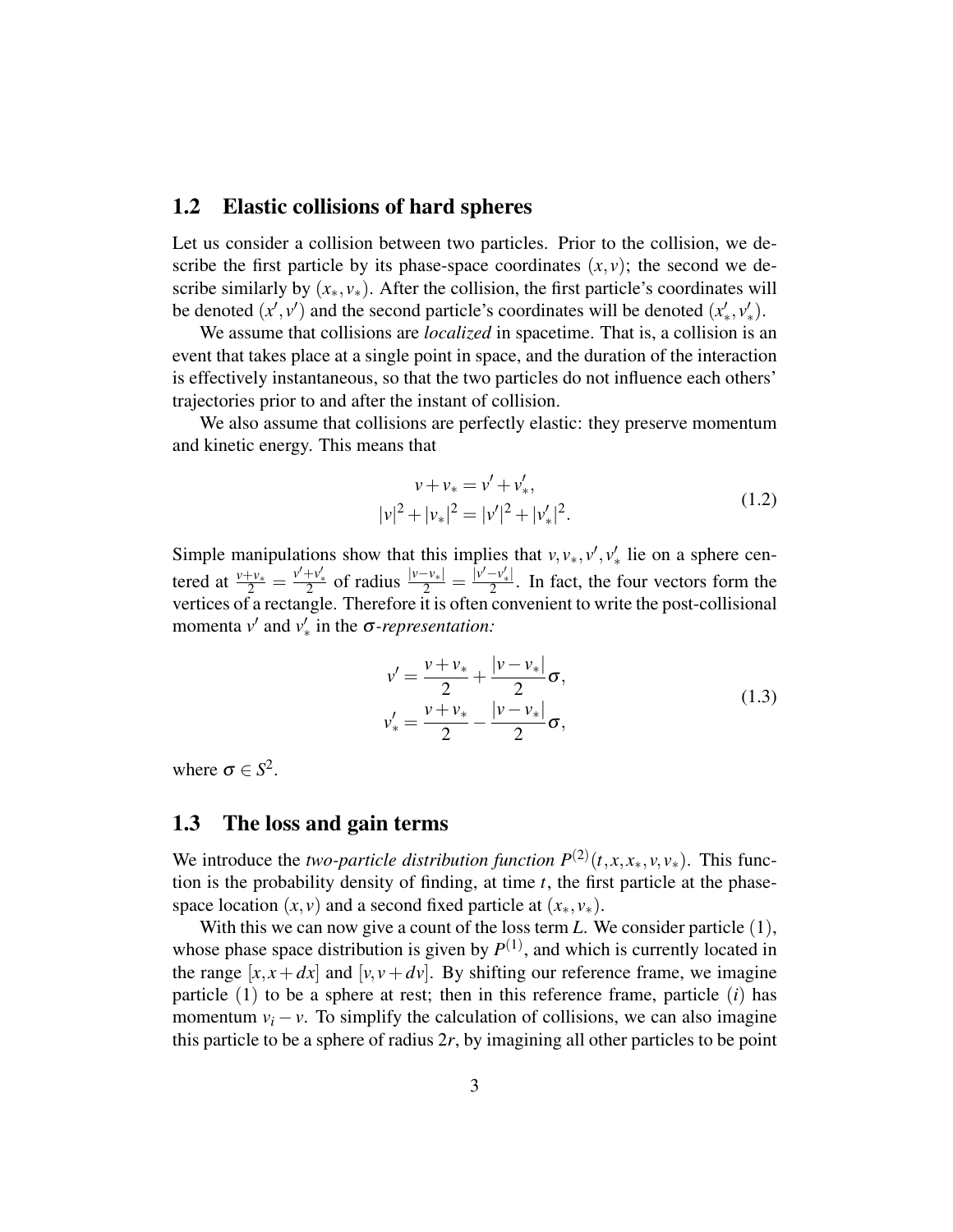## 1.2 Elastic collisions of hard spheres

Let us consider a collision between two particles. Prior to the collision, we describe the first particle by its phase-space coordinates $(x, v)$; the second we describe similarly by $(x_*, v_*)$. After the collision, the first particle's coordinates will be denoted $(x', v')$ and the second particle's coordinates will be denoted $(x'_*, v'_*)$.

We assume that collisions are *localized* in spacetime. That is, a collision is an event that takes place at a single point in space, and the duration of the interaction is effectively instantaneous, so that the two particles do not influence each others' trajectories prior to and after the instant of collision.

We also assume that collisions are perfectly elastic: they preserve momentum and kinetic energy. This means that

$$
\begin{aligned}
v + v_* &= v' + v'_*, \\
|v|^2 + |v_*|^2 &= |v'|^2 + |v'_*|^2.
\end{aligned}
\tag{1.2}
$$

Simple manipulations show that this implies that $v, v_*, v', v'_*$ lie on a sphere centered at $\frac{v+v_*}{2} = \frac{v'+v'_*}{2}$ of radius $\frac{|v-v_*|}{2} = \frac{|v'-v'_*|}{2}$. In fact, the four vectors form the vertices of a rectangle. Therefore it is often convenient to write the post-collisional momenta $v'$ and $v'_*$ in the $\sigma$*-representation:*

$$
\begin{aligned}
v' &= \frac{v+v_*}{2} + \frac{|v-v_*|}{2}\sigma, \\
v'_* &= \frac{v+v_*}{2} - \frac{|v-v_*|}{2}\sigma,
\end{aligned}
\tag{1.3}
$$

where $\sigma \in S^2$.

## 1.3 The loss and gain terms

We introduce the *two-particle distribution function* $P^{(2)}(t, x, x_*, v, v_*)$. This function is the probability density of finding, at time $t$, the first particle at the phase-space location $(x, v)$ and a second fixed particle at $(x_*, v_*)$.

With this we can now give a count of the loss term $L$. We consider particle $(1)$, whose phase space distribution is given by $P^{(1)}$, and which is currently located in the range $[x, x+dx]$ and $[v, v+dv]$. By shifting our reference frame, we imagine particle $(1)$ to be a sphere at rest; then in this reference frame, particle $(i)$ has momentum $v_i - v$. To simplify the calculation of collisions, we can also imagine this particle to be a sphere of radius $2r$, by imagining all other particles to be point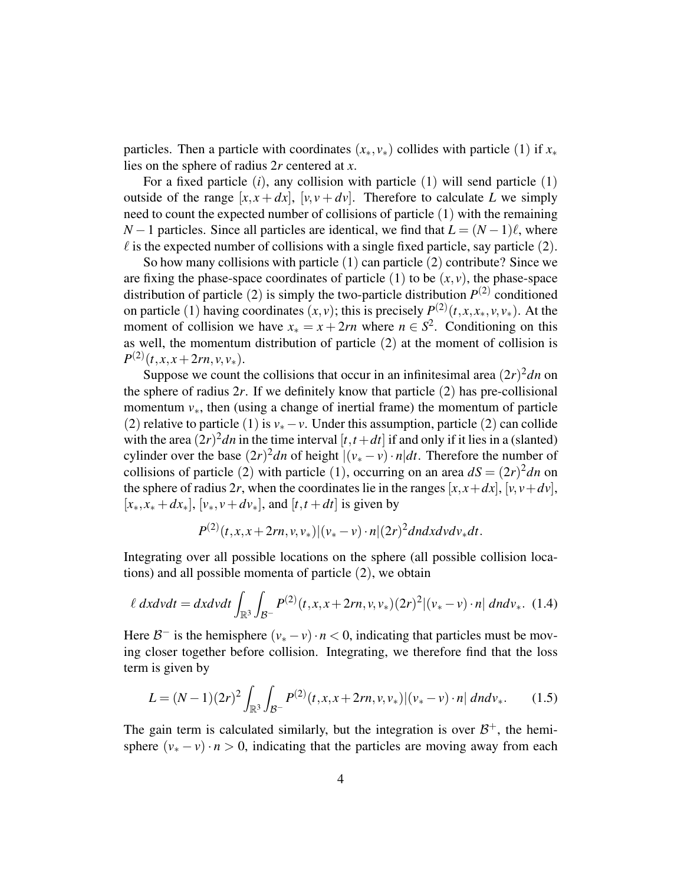particles. Then a particle with coordinates $(x_*, v_*)$ collides with particle (1) if $x_*$ lies on the sphere of radius $2r$ centered at $x$.

For a fixed particle $(i)$, any collision with particle (1) will send particle (1) outside of the range $[x, x+dx]$, $[v, v+dv]$. Therefore to calculate $L$ we simply need to count the expected number of collisions of particle (1) with the remaining $N-1$ particles. Since all particles are identical, we find that $L = (N-1)\ell$, where $\ell$ is the expected number of collisions with a single fixed particle, say particle (2).

So how many collisions with particle (1) can particle (2) contribute? Since we are fixing the phase-space coordinates of particle (1) to be $(x, v)$, the phase-space distribution of particle (2) is simply the two-particle distribution $P^{(2)}$ conditioned on particle (1) having coordinates $(x, v)$; this is precisely $P^{(2)}(t, x, x_*, v, v_*)$. At the moment of collision we have $x_* = x + 2rn$ where $n \in S^2$. Conditioning on this as well, the momentum distribution of particle (2) at the moment of collision is $P^{(2)}(t, x, x+2rn, v, v_*)$.

Suppose we count the collisions that occur in an infinitesimal area $(2r)^2 dn$ on the sphere of radius $2r$. If we definitely know that particle (2) has pre-collisional momentum $v_*$, then (using a change of inertial frame) the momentum of particle (2) relative to particle (1) is $v_* - v$. Under this assumption, particle (2) can collide with the area $(2r)^2 dn$ in the time interval $[t, t+dt]$ if and only if it lies in a (slanted) cylinder over the base $(2r)^2 dn$ of height $|(v_* - v) \cdot n| dt$. Therefore the number of collisions of particle (2) with particle (1), occurring on an area $dS = (2r)^2 dn$ on the sphere of radius $2r$, when the coordinates lie in the ranges $[x, x+dx]$, $[v, v+dv]$, $[x_*, x_* + dx_*]$, $[v_*, v + dv_*]$, and $[t, t+dt]$ is given by

$$P^{(2)}(t, x, x+2rn, v, v_*)|(v_* - v) \cdot n|(2r)^2 dn dx dv dv_* dt.$$

Integrating over all possible locations on the sphere (all possible collision locations) and all possible momenta of particle (2), we obtain

$$\ell \, dx dv dt = dx dv dt \int_{\mathbb{R}^3} \int_{\mathcal{B}^-} P^{(2)}(t, x, x+2rn, v, v_*)(2r)^2 |(v_* - v) \cdot n| \, dn dv_*. \quad (1.4)$$

Here $\mathcal{B}^-$ is the hemisphere $(v_* - v) \cdot n < 0$, indicating that particles must be moving closer together before collision. Integrating, we therefore find that the loss term is given by

$$L = (N-1)(2r)^2 \int_{\mathbb{R}^3} \int_{\mathcal{B}^-} P^{(2)}(t, x, x+2rn, v, v_*)|(v_* - v) \cdot n| \, dn dv_*. \quad (1.5)$$

The gain term is calculated similarly, but the integration is over $\mathcal{B}^+$, the hemisphere $(v_* - v) \cdot n > 0$, indicating that the particles are moving away from each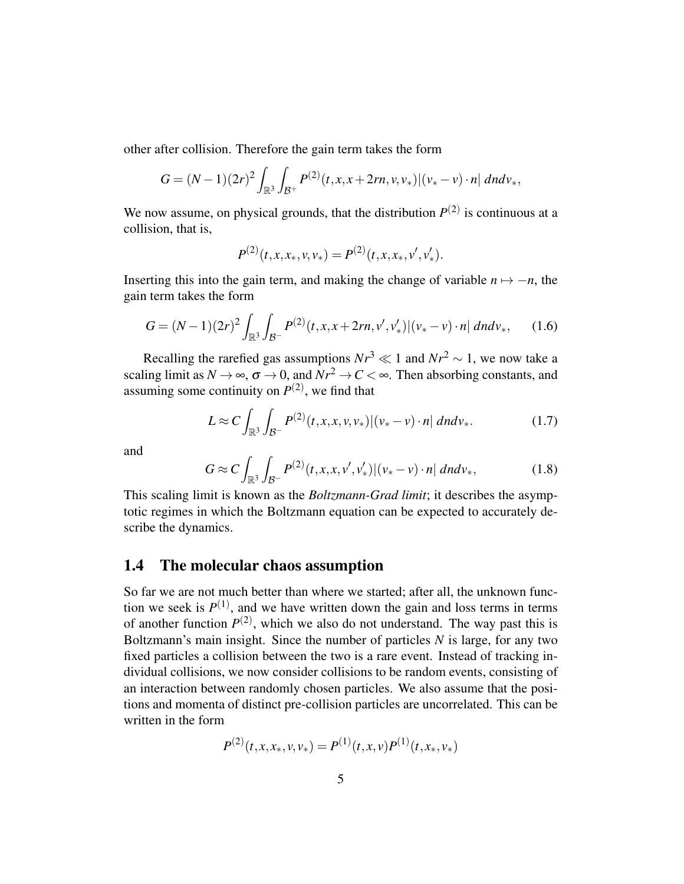other after collision. Therefore the gain term takes the form

$$G = (N-1)(2r)^2 \int_{\mathbb{R}^3} \int_{\mathcal{B}^+} P^{(2)}(t,x,x+2rn,v,v_*)|(v_*-v)\cdot n| \, dndv_*,$$

We now assume, on physical grounds, that the distribution $P^{(2)}$ is continuous at a collision, that is,

$$P^{(2)}(t,x,x_*,v,v_*) = P^{(2)}(t,x,x_*,v',v_*').$$

Inserting this into the gain term, and making the change of variable $n \mapsto -n$, the gain term takes the form

$$G = (N-1)(2r)^2 \int_{\mathbb{R}^3} \int_{\mathcal{B}^-} P^{(2)}(t,x,x+2rn,v',v_*')|(v_*-v)\cdot n| \, dndv_*, \tag{1.6}$$

Recalling the rarefied gas assumptions $Nr^3 \ll 1$ and $Nr^2 \sim 1$, we now take a scaling limit as $N \to \infty$, $\sigma \to 0$, and $Nr^2 \to C < \infty$. Then absorbing constants, and assuming some continuity on $P^{(2)}$, we find that

$$L \approx C \int_{\mathbb{R}^3} \int_{\mathcal{B}^-} P^{(2)}(t,x,x,v,v_*)|(v_*-v)\cdot n| \, dndv_*. \tag{1.7}$$

and

$$G \approx C \int_{\mathbb{R}^3} \int_{\mathcal{B}^-} P^{(2)}(t,x,x,v',v_*')|(v_*-v)\cdot n| \, dndv_*, \tag{1.8}$$

This scaling limit is known as the *Boltzmann-Grad limit*; it describes the asymptotic regimes in which the Boltzmann equation can be expected to accurately describe the dynamics.

## 1.4 The molecular chaos assumption

So far we are not much better than where we started; after all, the unknown function we seek is $P^{(1)}$, and we have written down the gain and loss terms in terms of another function $P^{(2)}$, which we also do not understand. The way past this is Boltzmann's main insight. Since the number of particles $N$ is large, for any two fixed particles a collision between the two is a rare event. Instead of tracking individual collisions, we now consider collisions to be random events, consisting of an interaction between randomly chosen particles. We also assume that the positions and momenta of distinct pre-collision particles are uncorrelated. This can be written in the form

$$P^{(2)}(t,x,x_*,v,v_*) = P^{(1)}(t,x,v)P^{(1)}(t,x_*,v_*)$$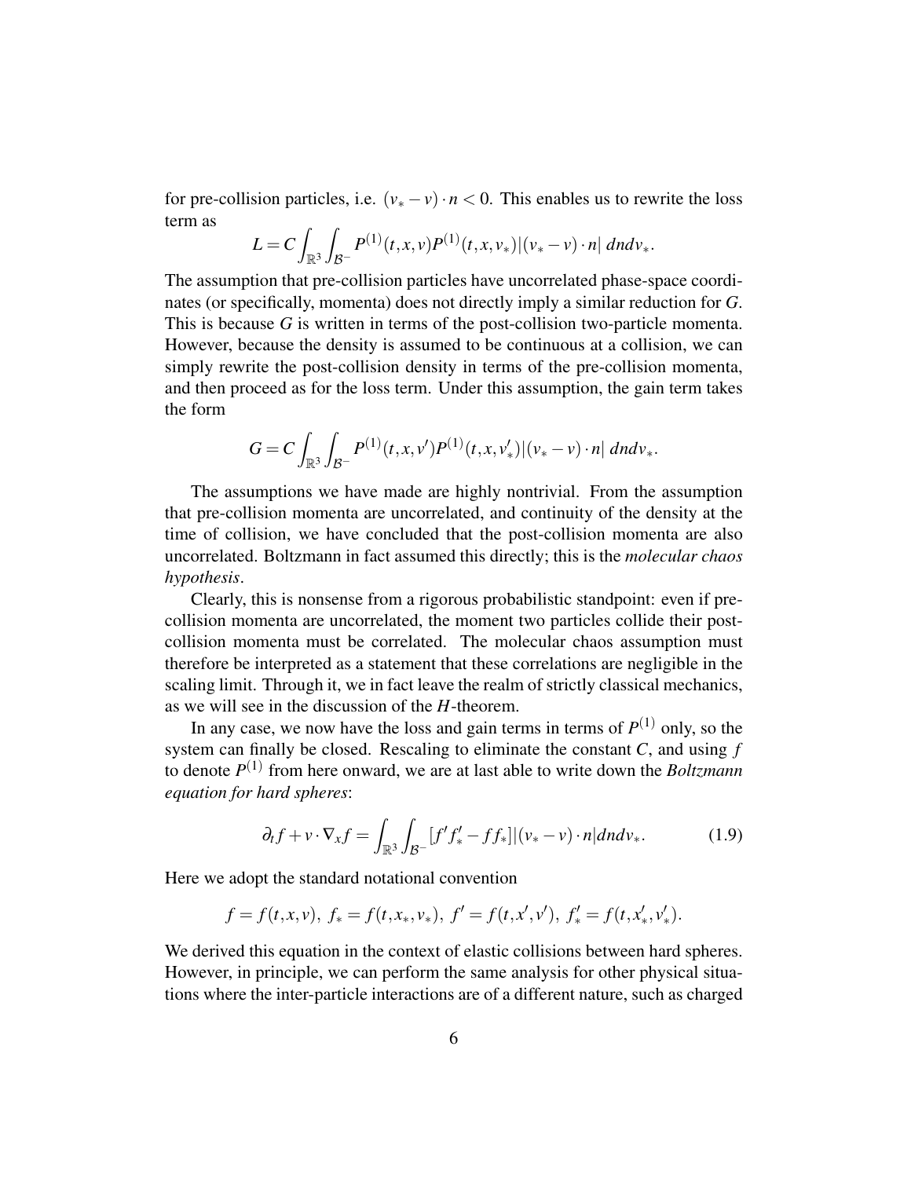for pre-collision particles, i.e. $(v_* - v) \cdot n < 0$. This enables us to rewrite the loss term as

$$L = C \int_{\mathbb{R}^3} \int_{\mathcal{B}^-} P^{(1)}(t,x,v) P^{(1)}(t,x,v_*) |(v_* - v) \cdot n| \; dn dv_*.$$

The assumption that pre-collision particles have uncorrelated phase-space coordinates (or specifically, momenta) does not directly imply a similar reduction for $G$. This is because $G$ is written in terms of the post-collision two-particle momenta. However, because the density is assumed to be continuous at a collision, we can simply rewrite the post-collision density in terms of the pre-collision momenta, and then proceed as for the loss term. Under this assumption, the gain term takes the form

$$G = C \int_{\mathbb{R}^3} \int_{\mathcal{B}^-} P^{(1)}(t,x,v') P^{(1)}(t,x,v'_*) |(v_* - v) \cdot n| \; dn dv_*.$$

The assumptions we have made are highly nontrivial. From the assumption that pre-collision momenta are uncorrelated, and continuity of the density at the time of collision, we have concluded that the post-collision momenta are also uncorrelated. Boltzmann in fact assumed this directly; this is the *molecular chaos hypothesis*.

Clearly, this is nonsense from a rigorous probabilistic standpoint: even if pre-collision momenta are uncorrelated, the moment two particles collide their post-collision momenta must be correlated. The molecular chaos assumption must therefore be interpreted as a statement that these correlations are negligible in the scaling limit. Through it, we in fact leave the realm of strictly classical mechanics, as we will see in the discussion of the $H$-theorem.

In any case, we now have the loss and gain terms in terms of $P^{(1)}$ only, so the system can finally be closed. Rescaling to eliminate the constant $C$, and using $f$ to denote $P^{(1)}$ from here onward, we are at last able to write down the *Boltzmann equation for hard spheres*:

$$\partial_t f + v \cdot \nabla_x f = \int_{\mathbb{R}^3} \int_{\mathcal{B}^-} [f' f'_* - f f_*] |(v_* - v) \cdot n| dn dv_*. \tag{1.9}$$

Here we adopt the standard notational convention

$$f = f(t,x,v), \; f_* = f(t,x_*,v_*), \; f' = f(t,x',v'), \; f'_* = f(t,x'_*,v'_*).$$

We derived this equation in the context of elastic collisions between hard spheres. However, in principle, we can perform the same analysis for other physical situations where the inter-particle interactions are of a different nature, such as charged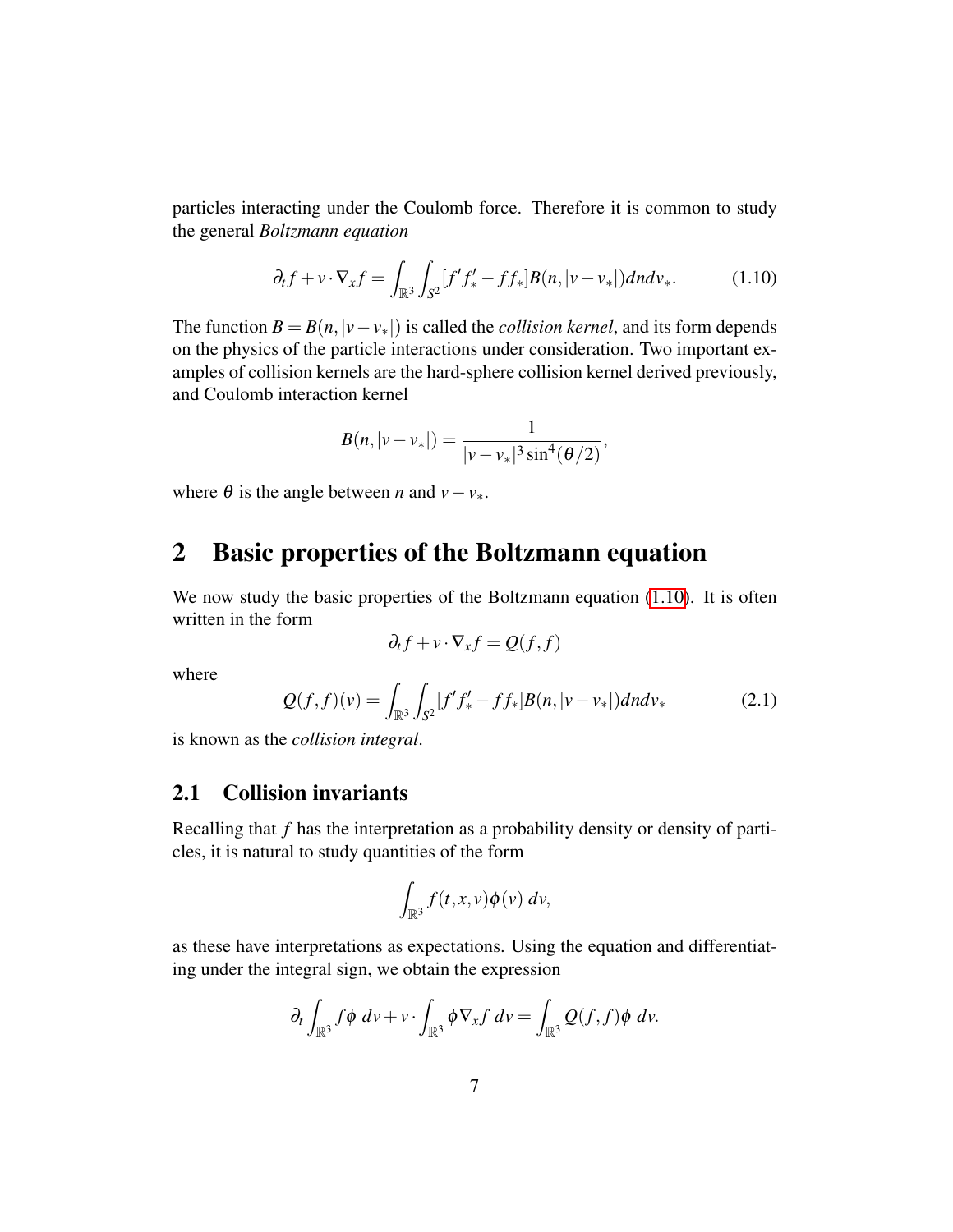particles interacting under the Coulomb force. Therefore it is common to study the general *Boltzmann equation*

$$\partial_t f + v \cdot \nabla_x f = \int_{\mathbb{R}^3} \int_{S^2} [f' f'_* - f f_*] B(n, |v - v_*|) dn dv_*. \tag{1.10}$$

The function $B = B(n, |v - v_*|)$ is called the *collision kernel*, and its form depends on the physics of the particle interactions under consideration. Two important examples of collision kernels are the hard-sphere collision kernel derived previously, and Coulomb interaction kernel

$$B(n, |v - v_*|) = \frac{1}{|v - v_*|^3 \sin^4(\theta/2)},$$

where $\theta$ is the angle between $n$ and $v - v_*$.

# 2 Basic properties of the Boltzmann equation

We now study the basic properties of the Boltzmann equation (1.10). It is often written in the form

$$\partial_t f + v \cdot \nabla_x f = Q(f, f)$$

where

$$Q(f, f)(v) = \int_{\mathbb{R}^3} \int_{S^2} [f' f'_* - f f_*] B(n, |v - v_*|) dn dv_* \tag{2.1}$$

is known as the *collision integral*.

## 2.1 Collision invariants

Recalling that $f$ has the interpretation as a probability density or density of particles, it is natural to study quantities of the form

$$\int_{\mathbb{R}^3} f(t, x, v) \phi(v) \, dv,$$

as these have interpretations as expectations. Using the equation and differentiating under the integral sign, we obtain the expression

$$\partial_t \int_{\mathbb{R}^3} f \phi \, dv + v \cdot \int_{\mathbb{R}^3} \phi \nabla_x f \, dv = \int_{\mathbb{R}^3} Q(f, f) \phi \, dv.$$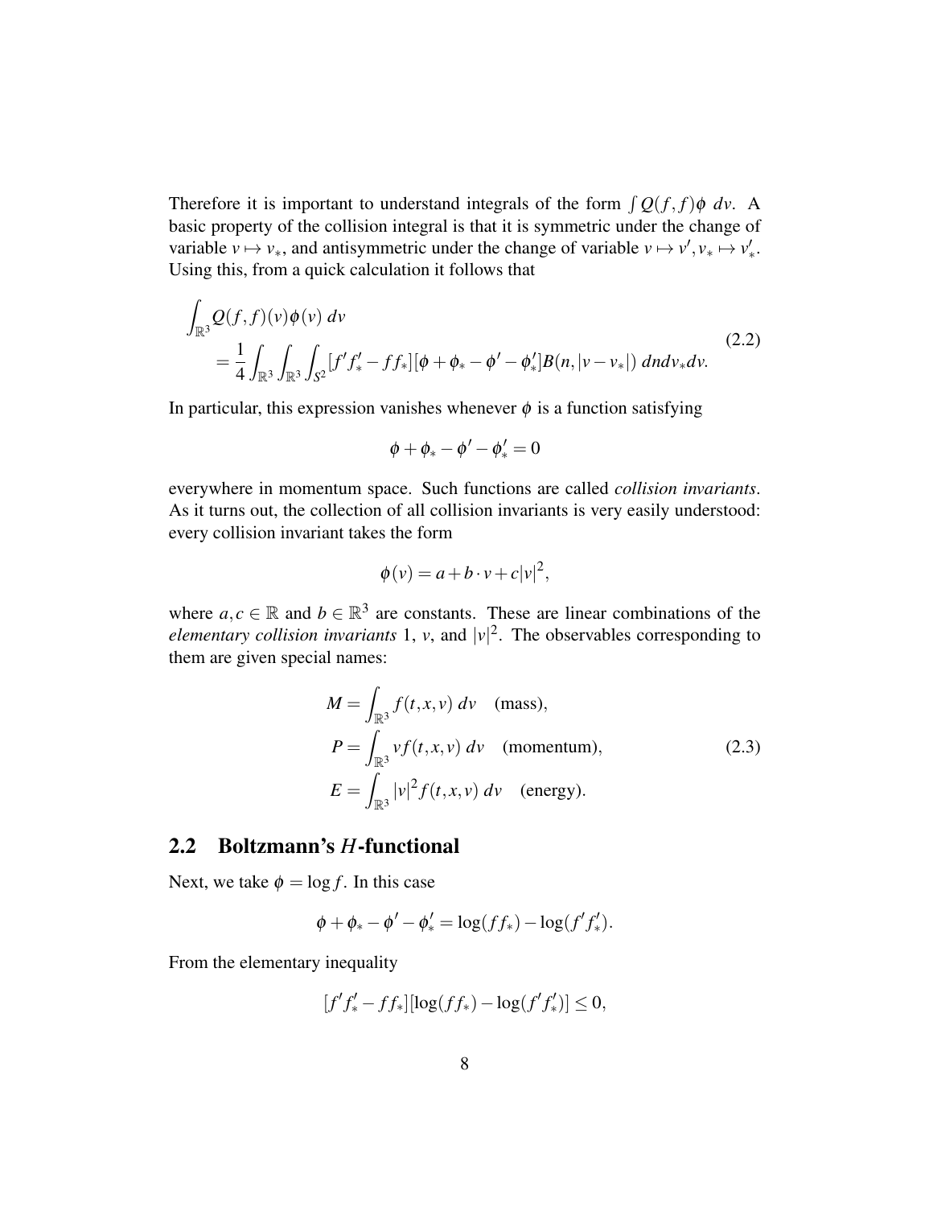Therefore it is important to understand integrals of the form $\int Q(f,f)\phi \, dv$. A basic property of the collision integral is that it is symmetric under the change of variable $v \mapsto v_*$, and antisymmetric under the change of variable $v \mapsto v', v_* \mapsto v'_*$. Using this, from a quick calculation it follows that

$$
\begin{aligned}
&\int_{\mathbb{R}^3} Q(f,f)(v)\phi(v) \, dv \\
&\quad = \frac{1}{4} \int_{\mathbb{R}^3} \int_{\mathbb{R}^3} \int_{S^2} [f' f'_* - f f_*][\phi + \phi_* - \phi' - \phi'_*] B(n, |v - v_*|) \, dn dv_* dv.
\end{aligned}
\tag{2.2}
$$

In particular, this expression vanishes whenever $\phi$ is a function satisfying

$$
\phi + \phi_* - \phi' - \phi'_* = 0
$$

everywhere in momentum space. Such functions are called *collision invariants*. As it turns out, the collection of all collision invariants is very easily understood: every collision invariant takes the form

$$
\phi(v) = a + b \cdot v + c|v|^2,
$$

where $a, c \in \mathbb{R}$ and $b \in \mathbb{R}^3$ are constants. These are linear combinations of the *elementary collision invariants* $1$, $v$, and $|v|^2$. The observables corresponding to them are given special names:

$$
\begin{aligned}
M &= \int_{\mathbb{R}^3} f(t,x,v) \, dv \quad \text{(mass)}, \\
P &= \int_{\mathbb{R}^3} v f(t,x,v) \, dv \quad \text{(momentum)}, \\
E &= \int_{\mathbb{R}^3} |v|^2 f(t,x,v) \, dv \quad \text{(energy)}.
\end{aligned}
\tag{2.3}
$$

## 2.2 Boltzmann's $H$-functional

Next, we take $\phi = \log f$. In this case

$$
\phi + \phi_* - \phi' - \phi'_* = \log(f f_*) - \log(f' f'_*).
$$

From the elementary inequality

$$
[f' f'_* - f f_*][\log(f f_*) - \log(f' f'_*)] \leq 0,
$$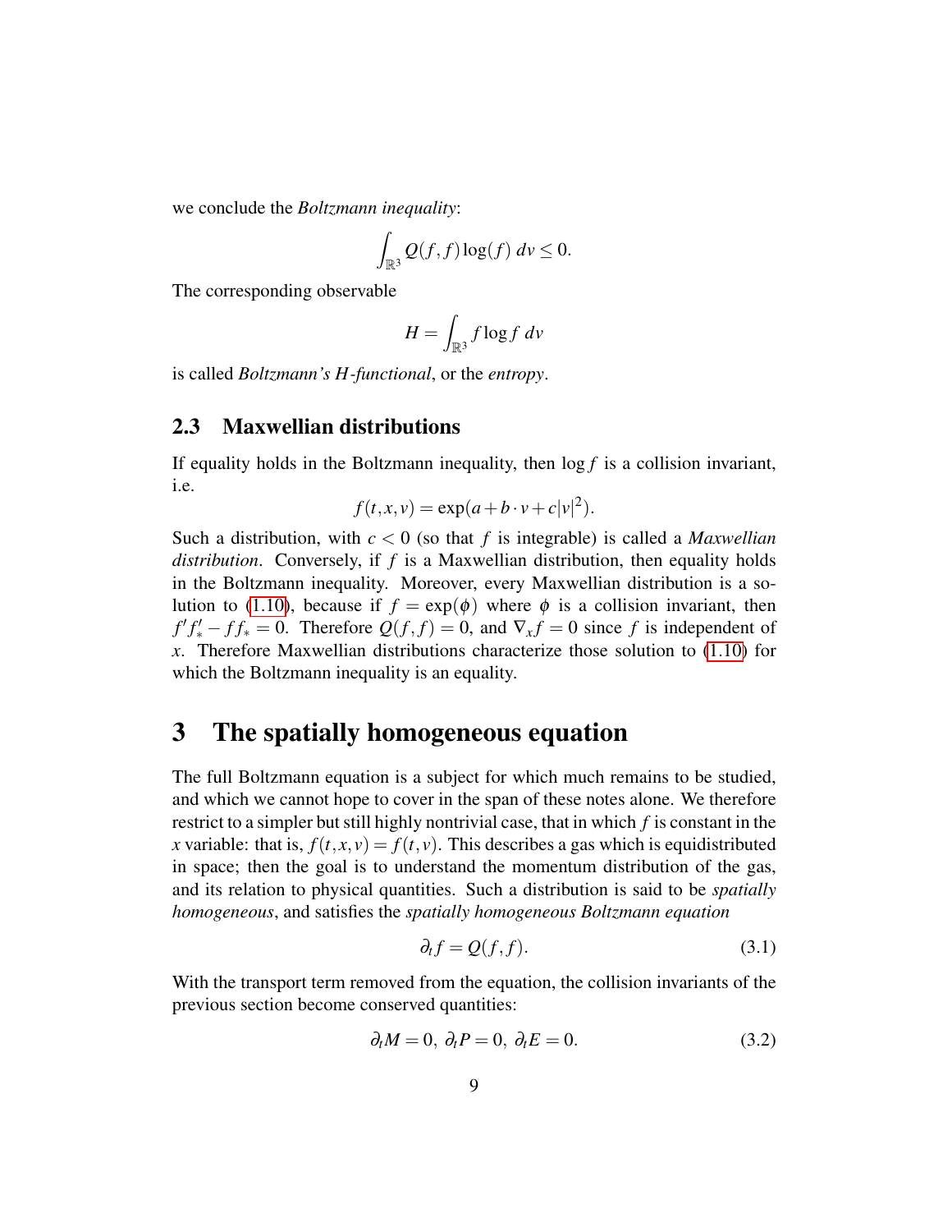we conclude the *Boltzmann inequality*:

$$\int_{\mathbb{R}^3} Q(f,f)\log(f)\, dv \le 0.$$

The corresponding observable

$$H = \int_{\mathbb{R}^3} f \log f \, dv$$

is called *Boltzmann's H-functional*, or the *entropy*.

## 2.3 Maxwellian distributions

If equality holds in the Boltzmann inequality, then $\log f$ is a collision invariant, i.e.

$$f(t,x,v) = \exp(a + b\cdot v + c|v|^2).$$

Such a distribution, with $c < 0$ (so that $f$ is integrable) is called a *Maxwellian distribution*. Conversely, if $f$ is a Maxwellian distribution, then equality holds in the Boltzmann inequality. Moreover, every Maxwellian distribution is a solution to (1.10), because if $f = \exp(\phi)$ where $\phi$ is a collision invariant, then $f'f'_* - ff_* = 0$. Therefore $Q(f,f) = 0$, and $\nabla_x f = 0$ since $f$ is independent of $x$. Therefore Maxwellian distributions characterize those solution to (1.10) for which the Boltzmann inequality is an equality.

# 3 The spatially homogeneous equation

The full Boltzmann equation is a subject for which much remains to be studied, and which we cannot hope to cover in the span of these notes alone. We therefore restrict to a simpler but still highly nontrivial case, that in which $f$ is constant in the $x$ variable: that is, $f(t,x,v) = f(t,v)$. This describes a gas which is equidistributed in space; then the goal is to understand the momentum distribution of the gas, and its relation to physical quantities. Such a distribution is said to be *spatially homogeneous*, and satisfies the *spatially homogeneous Boltzmann equation*

$$\partial_t f = Q(f,f). \tag{3.1}$$

With the transport term removed from the equation, the collision invariants of the previous section become conserved quantities:

$$\partial_t M = 0,\ \partial_t P = 0,\ \partial_t E = 0. \tag{3.2}$$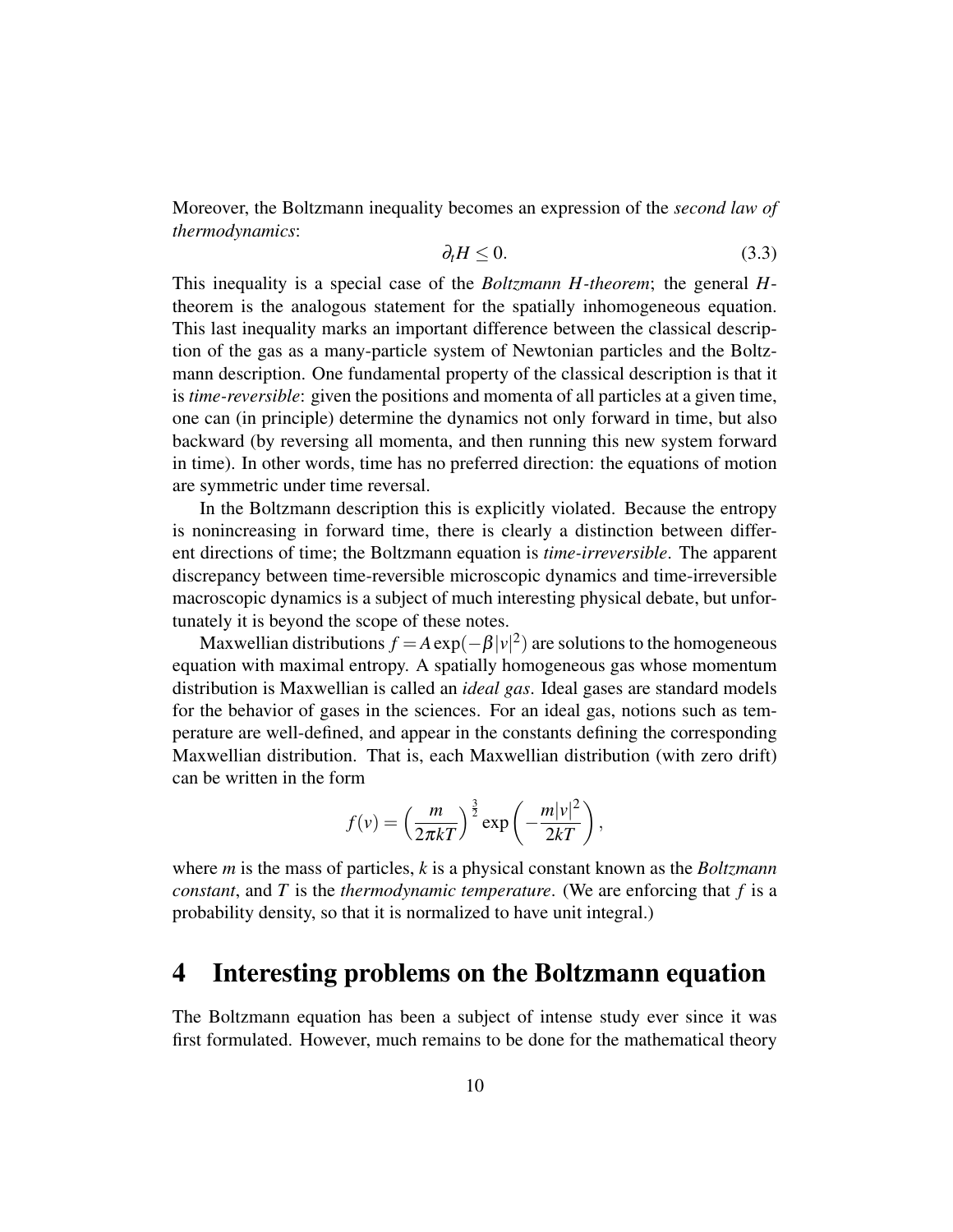Moreover, the Boltzmann inequality becomes an expression of the *second law of thermodynamics*:

$$\partial_t H \leq 0. \tag{3.3}$$

This inequality is a special case of the *Boltzmann H-theorem*; the general $H$-theorem is the analogous statement for the spatially inhomogeneous equation. This last inequality marks an important difference between the classical description of the gas as a many-particle system of Newtonian particles and the Boltzmann description. One fundamental property of the classical description is that it is *time-reversible*: given the positions and momenta of all particles at a given time, one can (in principle) determine the dynamics not only forward in time, but also backward (by reversing all momenta, and then running this new system forward in time). In other words, time has no preferred direction: the equations of motion are symmetric under time reversal.

In the Boltzmann description this is explicitly violated. Because the entropy is nonincreasing in forward time, there is clearly a distinction between different directions of time; the Boltzmann equation is *time-irreversible*. The apparent discrepancy between time-reversible microscopic dynamics and time-irreversible macroscopic dynamics is a subject of much interesting physical debate, but unfortunately it is beyond the scope of these notes.

Maxwellian distributions $f = A\exp(-\beta|v|^2)$ are solutions to the homogeneous equation with maximal entropy. A spatially homogeneous gas whose momentum distribution is Maxwellian is called an *ideal gas*. Ideal gases are standard models for the behavior of gases in the sciences. For an ideal gas, notions such as temperature are well-defined, and appear in the constants defining the corresponding Maxwellian distribution. That is, each Maxwellian distribution (with zero drift) can be written in the form

$$f(v) = \left(\frac{m}{2\pi kT}\right)^{\frac{3}{2}} \exp\left(-\frac{m|v|^2}{2kT}\right),$$

where $m$ is the mass of particles, $k$ is a physical constant known as the *Boltzmann constant*, and $T$ is the *thermodynamic temperature*. (We are enforcing that $f$ is a probability density, so that it is normalized to have unit integral.)

# 4 Interesting problems on the Boltzmann equation

The Boltzmann equation has been a subject of intense study ever since it was first formulated. However, much remains to be done for the mathematical theory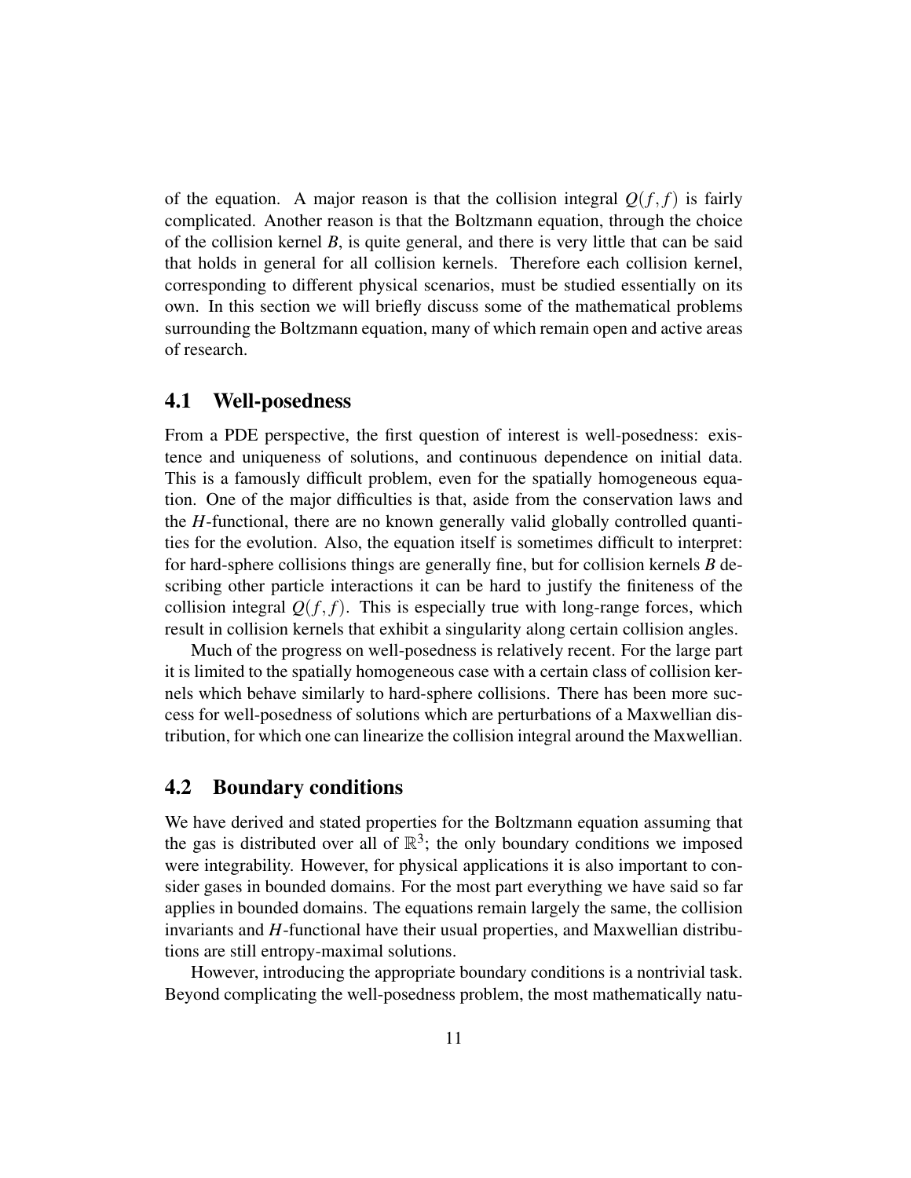of the equation. A major reason is that the collision integral $Q(f,f)$ is fairly complicated. Another reason is that the Boltzmann equation, through the choice of the collision kernel $B$, is quite general, and there is very little that can be said that holds in general for all collision kernels. Therefore each collision kernel, corresponding to different physical scenarios, must be studied essentially on its own. In this section we will briefly discuss some of the mathematical problems surrounding the Boltzmann equation, many of which remain open and active areas of research.

## 4.1 Well-posedness

From a PDE perspective, the first question of interest is well-posedness: existence and uniqueness of solutions, and continuous dependence on initial data. This is a famously difficult problem, even for the spatially homogeneous equation. One of the major difficulties is that, aside from the conservation laws and the $H$-functional, there are no known generally valid globally controlled quantities for the evolution. Also, the equation itself is sometimes difficult to interpret: for hard-sphere collisions things are generally fine, but for collision kernels $B$ describing other particle interactions it can be hard to justify the finiteness of the collision integral $Q(f,f)$. This is especially true with long-range forces, which result in collision kernels that exhibit a singularity along certain collision angles.

Much of the progress on well-posedness is relatively recent. For the large part it is limited to the spatially homogeneous case with a certain class of collision kernels which behave similarly to hard-sphere collisions. There has been more success for well-posedness of solutions which are perturbations of a Maxwellian distribution, for which one can linearize the collision integral around the Maxwellian.

## 4.2 Boundary conditions

We have derived and stated properties for the Boltzmann equation assuming that the gas is distributed over all of $\mathbb{R}^3$; the only boundary conditions we imposed were integrability. However, for physical applications it is also important to consider gases in bounded domains. For the most part everything we have said so far applies in bounded domains. The equations remain largely the same, the collision invariants and $H$-functional have their usual properties, and Maxwellian distributions are still entropy-maximal solutions.

However, introducing the appropriate boundary conditions is a nontrivial task. Beyond complicating the well-posedness problem, the most mathematically natu-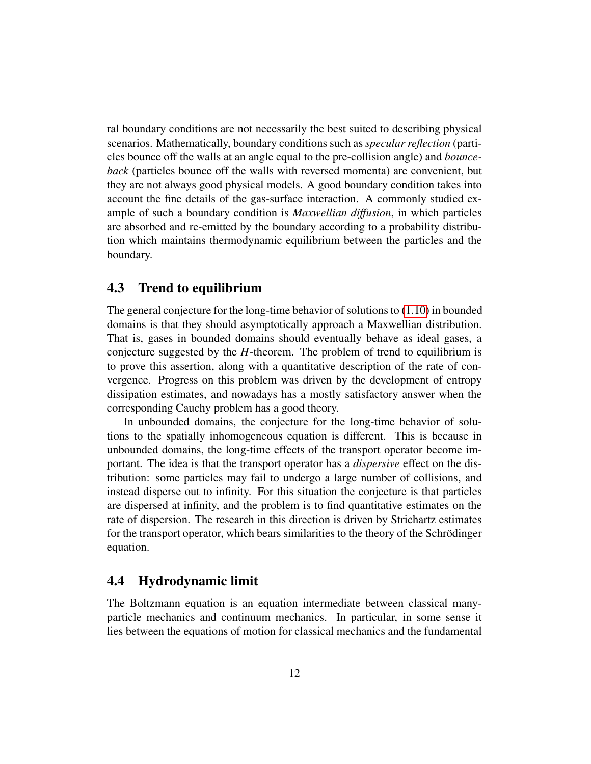ral boundary conditions are not necessarily the best suited to describing physical scenarios. Mathematically, boundary conditions such as *specular reflection* (particles bounce off the walls at an angle equal to the pre-collision angle) and *bounce-back* (particles bounce off the walls with reversed momenta) are convenient, but they are not always good physical models. A good boundary condition takes into account the fine details of the gas-surface interaction. A commonly studied example of such a boundary condition is *Maxwellian diffusion*, in which particles are absorbed and re-emitted by the boundary according to a probability distribution which maintains thermodynamic equilibrium between the particles and the boundary.

## 4.3 Trend to equilibrium

The general conjecture for the long-time behavior of solutions to (1.10) in bounded domains is that they should asymptotically approach a Maxwellian distribution. That is, gases in bounded domains should eventually behave as ideal gases, a conjecture suggested by the $H$-theorem. The problem of trend to equilibrium is to prove this assertion, along with a quantitative description of the rate of convergence. Progress on this problem was driven by the development of entropy dissipation estimates, and nowadays has a mostly satisfactory answer when the corresponding Cauchy problem has a good theory.

In unbounded domains, the conjecture for the long-time behavior of solutions to the spatially inhomogeneous equation is different. This is because in unbounded domains, the long-time effects of the transport operator become important. The idea is that the transport operator has a *dispersive* effect on the distribution: some particles may fail to undergo a large number of collisions, and instead disperse out to infinity. For this situation the conjecture is that particles are dispersed at infinity, and the problem is to find quantitative estimates on the rate of dispersion. The research in this direction is driven by Strichartz estimates for the transport operator, which bears similarities to the theory of the Schrödinger equation.

## 4.4 Hydrodynamic limit

The Boltzmann equation is an equation intermediate between classical many-particle mechanics and continuum mechanics. In particular, in some sense it lies between the equations of motion for classical mechanics and the fundamental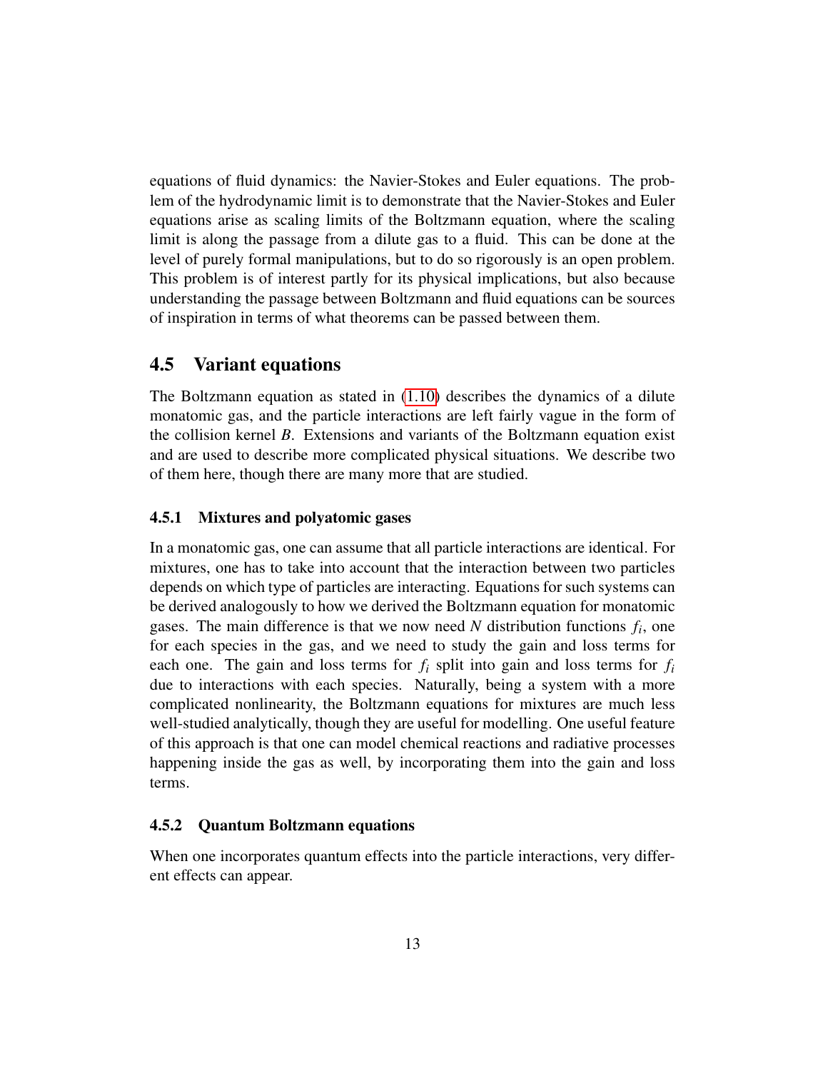equations of fluid dynamics: the Navier-Stokes and Euler equations. The problem of the hydrodynamic limit is to demonstrate that the Navier-Stokes and Euler equations arise as scaling limits of the Boltzmann equation, where the scaling limit is along the passage from a dilute gas to a fluid. This can be done at the level of purely formal manipulations, but to do so rigorously is an open problem. This problem is of interest partly for its physical implications, but also because understanding the passage between Boltzmann and fluid equations can be sources of inspiration in terms of what theorems can be passed between them.

## 4.5 Variant equations

The Boltzmann equation as stated in (1.10) describes the dynamics of a dilute monatomic gas, and the particle interactions are left fairly vague in the form of the collision kernel $B$. Extensions and variants of the Boltzmann equation exist and are used to describe more complicated physical situations. We describe two of them here, though there are many more that are studied.

### 4.5.1 Mixtures and polyatomic gases

In a monatomic gas, one can assume that all particle interactions are identical. For mixtures, one has to take into account that the interaction between two particles depends on which type of particles are interacting. Equations for such systems can be derived analogously to how we derived the Boltzmann equation for monatomic gases. The main difference is that we now need $N$ distribution functions $f_i$, one for each species in the gas, and we need to study the gain and loss terms for each one. The gain and loss terms for $f_i$ split into gain and loss terms for $f_i$ due to interactions with each species. Naturally, being a system with a more complicated nonlinearity, the Boltzmann equations for mixtures are much less well-studied analytically, though they are useful for modelling. One useful feature of this approach is that one can model chemical reactions and radiative processes happening inside the gas as well, by incorporating them into the gain and loss terms.

### 4.5.2 Quantum Boltzmann equations

When one incorporates quantum effects into the particle interactions, very different effects can appear.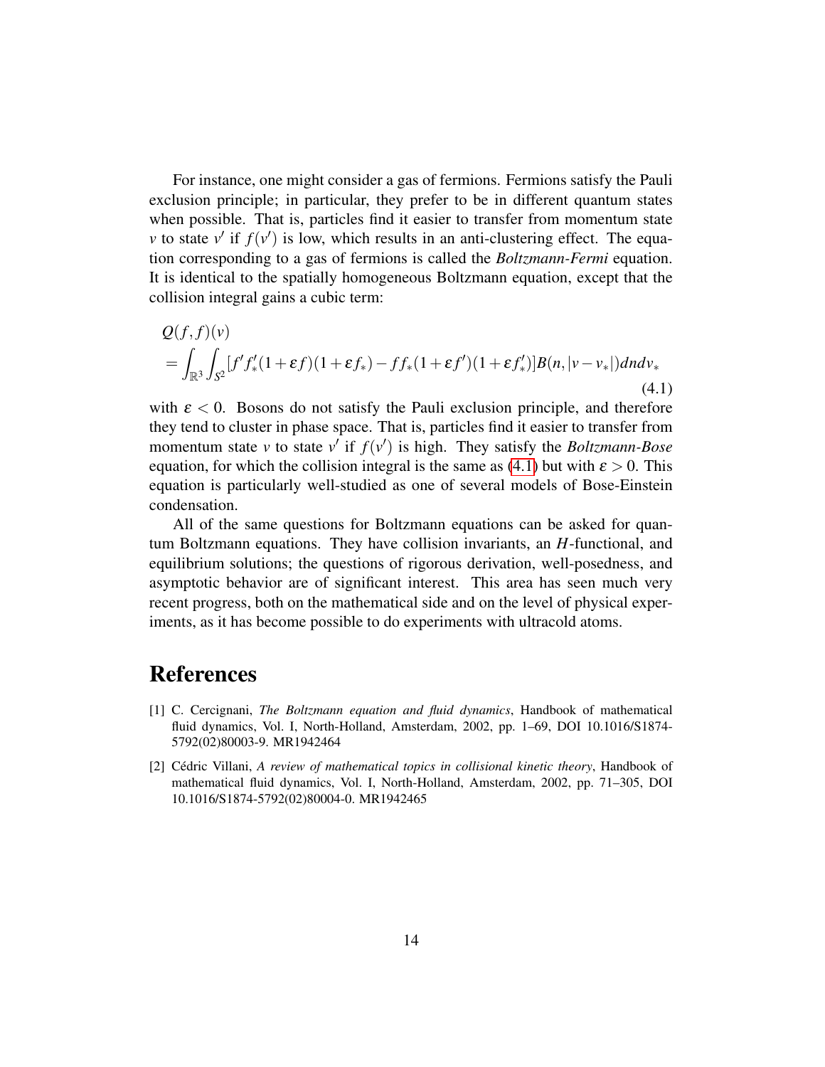For instance, one might consider a gas of fermions. Fermions satisfy the Pauli exclusion principle; in particular, they prefer to be in different quantum states when possible. That is, particles find it easier to transfer from momentum state $v$ to state $v'$ if $f(v')$ is low, which results in an anti-clustering effect. The equation corresponding to a gas of fermions is called the *Boltzmann-Fermi* equation. It is identical to the spatially homogeneous Boltzmann equation, except that the collision integral gains a cubic term:

$$
\begin{aligned}
&Q(f,f)(v) \\
&= \int_{\mathbb{R}^3} \int_{S^2} [f' f'_*(1+\varepsilon f)(1+\varepsilon f_*) - f f_*(1+\varepsilon f')(1+\varepsilon f'_*)] B(n, |v - v_*|) dn dv_*
\end{aligned}
\tag{4.1}
$$

with $\varepsilon < 0$. Bosons do not satisfy the Pauli exclusion principle, and therefore they tend to cluster in phase space. That is, particles find it easier to transfer from momentum state $v$ to state $v'$ if $f(v')$ is high. They satisfy the *Boltzmann-Bose* equation, for which the collision integral is the same as (4.1) but with $\varepsilon > 0$. This equation is particularly well-studied as one of several models of Bose-Einstein condensation.

All of the same questions for Boltzmann equations can be asked for quantum Boltzmann equations. They have collision invariants, an $H$-functional, and equilibrium solutions; the questions of rigorous derivation, well-posedness, and asymptotic behavior are of significant interest. This area has seen much very recent progress, both on the mathematical side and on the level of physical experiments, as it has become possible to do experiments with ultracold atoms.

# References

[1] C. Cercignani, *The Boltzmann equation and fluid dynamics*, Handbook of mathematical fluid dynamics, Vol. I, North-Holland, Amsterdam, 2002, pp. 1–69, DOI 10.1016/S1874-5792(02)80003-9. MR1942464

[2] Cédric Villani, *A review of mathematical topics in collisional kinetic theory*, Handbook of mathematical fluid dynamics, Vol. I, North-Holland, Amsterdam, 2002, pp. 71–305, DOI 10.1016/S1874-5792(02)80004-0. MR1942465